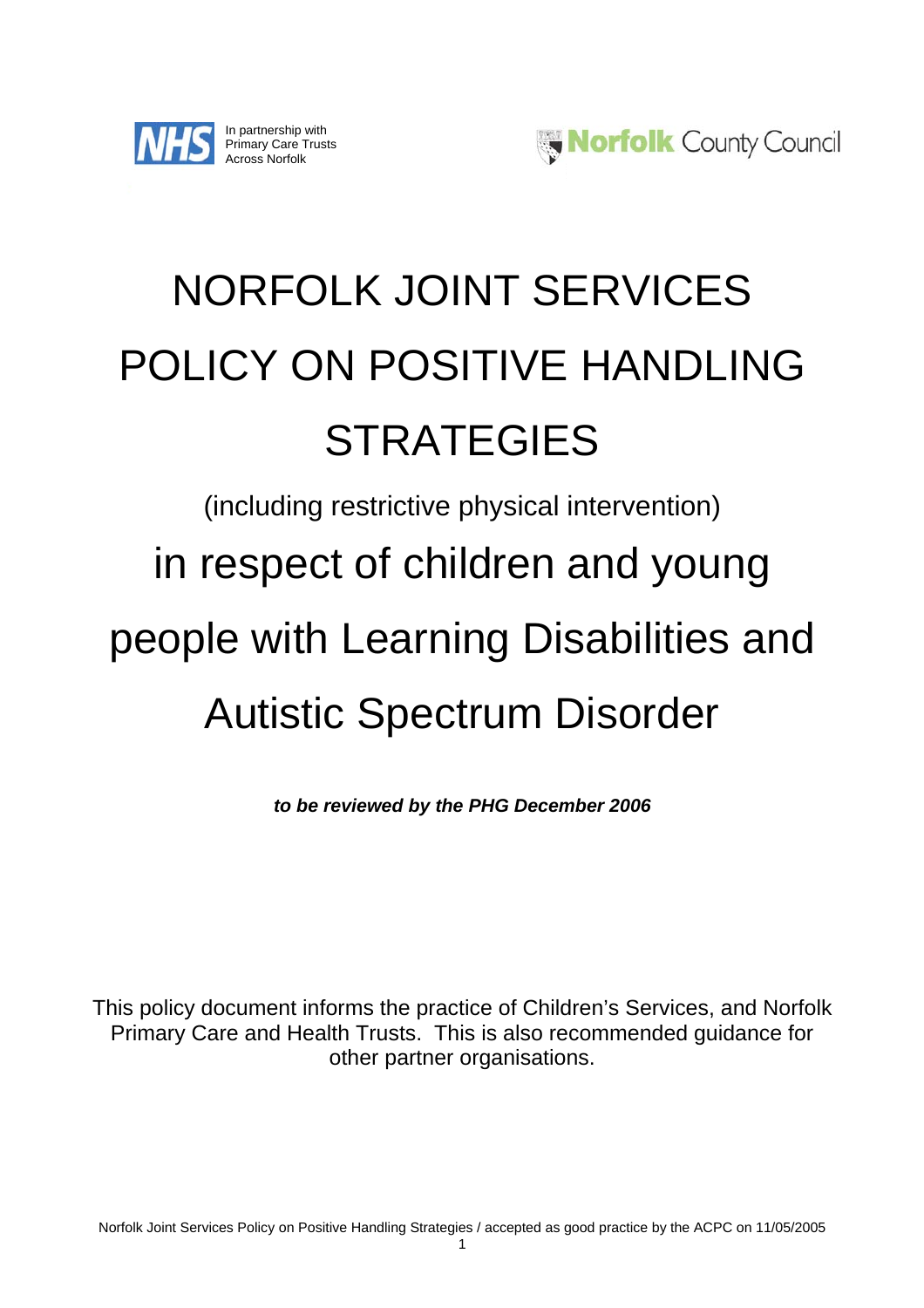In partnership with
Primary Care Trusts
Across Norfolk

Norfolk County Council

# NORFOLK JOINT SERVICES POLICY ON POSITIVE HANDLING STRATEGIES

(including restrictive physical intervention)

# in respect of children and young people with Learning Disabilities and Autistic Spectrum Disorder

***to be reviewed by the PHG December 2006***

This policy document informs the practice of Children's Services, and Norfolk Primary Care and Health Trusts. This is also recommended guidance for other partner organisations.

Norfolk Joint Services Policy on Positive Handling Strategies / accepted as good practice by the ACPC on 11/05/2005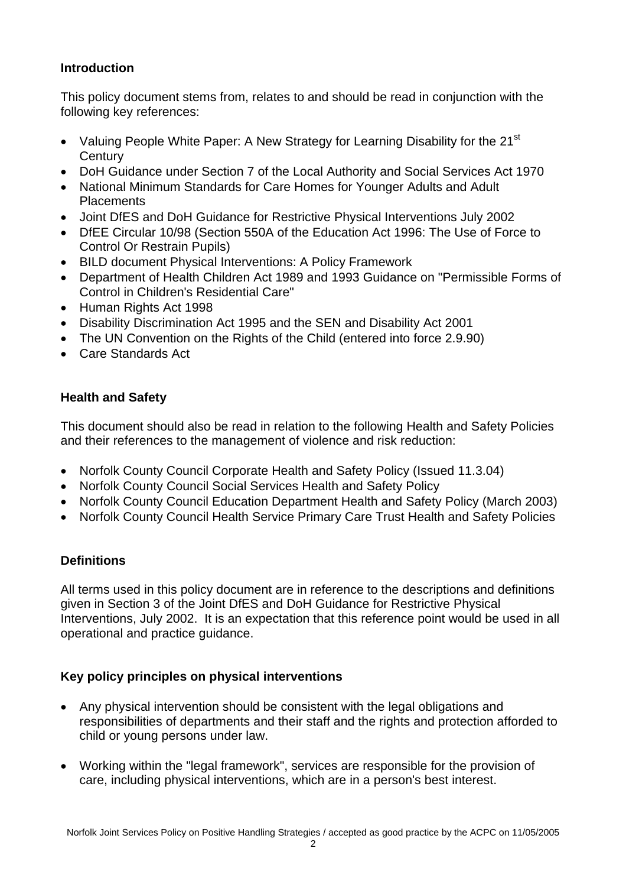**Introduction**

This policy document stems from, relates to and should be read in conjunction with the following key references:

- Valuing People White Paper: A New Strategy for Learning Disability for the 21st Century
- DoH Guidance under Section 7 of the Local Authority and Social Services Act 1970
- National Minimum Standards for Care Homes for Younger Adults and Adult Placements
- Joint DfES and DoH Guidance for Restrictive Physical Interventions July 2002
- DfEE Circular 10/98 (Section 550A of the Education Act 1996: The Use of Force to Control Or Restrain Pupils)
- BILD document Physical Interventions: A Policy Framework
- Department of Health Children Act 1989 and 1993 Guidance on "Permissible Forms of Control in Children's Residential Care"
- Human Rights Act 1998
- Disability Discrimination Act 1995 and the SEN and Disability Act 2001
- The UN Convention on the Rights of the Child (entered into force 2.9.90)
- Care Standards Act

**Health and Safety**

This document should also be read in relation to the following Health and Safety Policies and their references to the management of violence and risk reduction:

- Norfolk County Council Corporate Health and Safety Policy (Issued 11.3.04)
- Norfolk County Council Social Services Health and Safety Policy
- Norfolk County Council Education Department Health and Safety Policy (March 2003)
- Norfolk County Council Health Service Primary Care Trust Health and Safety Policies

**Definitions**

All terms used in this policy document are in reference to the descriptions and definitions given in Section 3 of the Joint DfES and DoH Guidance for Restrictive Physical Interventions, July 2002. It is an expectation that this reference point would be used in all operational and practice guidance.

**Key policy principles on physical interventions**

- Any physical intervention should be consistent with the legal obligations and responsibilities of departments and their staff and the rights and protection afforded to child or young persons under law.

- Working within the "legal framework", services are responsible for the provision of care, including physical interventions, which are in a person's best interest.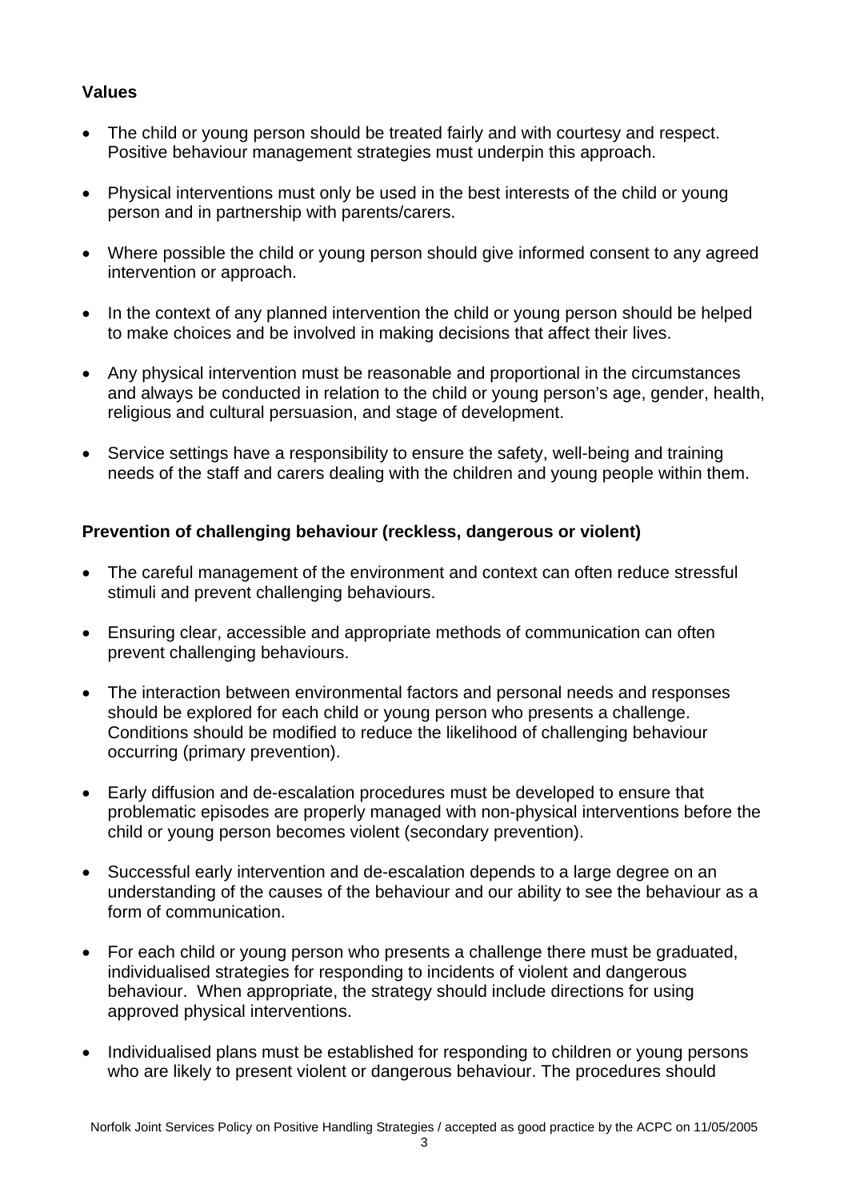**Values**

- The child or young person should be treated fairly and with courtesy and respect. Positive behaviour management strategies must underpin this approach.
- Physical interventions must only be used in the best interests of the child or young person and in partnership with parents/carers.
- Where possible the child or young person should give informed consent to any agreed intervention or approach.
- In the context of any planned intervention the child or young person should be helped to make choices and be involved in making decisions that affect their lives.
- Any physical intervention must be reasonable and proportional in the circumstances and always be conducted in relation to the child or young person's age, gender, health, religious and cultural persuasion, and stage of development.
- Service settings have a responsibility to ensure the safety, well-being and training needs of the staff and carers dealing with the children and young people within them.

**Prevention of challenging behaviour (reckless, dangerous or violent)**

- The careful management of the environment and context can often reduce stressful stimuli and prevent challenging behaviours.
- Ensuring clear, accessible and appropriate methods of communication can often prevent challenging behaviours.
- The interaction between environmental factors and personal needs and responses should be explored for each child or young person who presents a challenge. Conditions should be modified to reduce the likelihood of challenging behaviour occurring (primary prevention).
- Early diffusion and de-escalation procedures must be developed to ensure that problematic episodes are properly managed with non-physical interventions before the child or young person becomes violent (secondary prevention).
- Successful early intervention and de-escalation depends to a large degree on an understanding of the causes of the behaviour and our ability to see the behaviour as a form of communication.
- For each child or young person who presents a challenge there must be graduated, individualised strategies for responding to incidents of violent and dangerous behaviour. When appropriate, the strategy should include directions for using approved physical interventions.
- Individualised plans must be established for responding to children or young persons who are likely to present violent or dangerous behaviour. The procedures should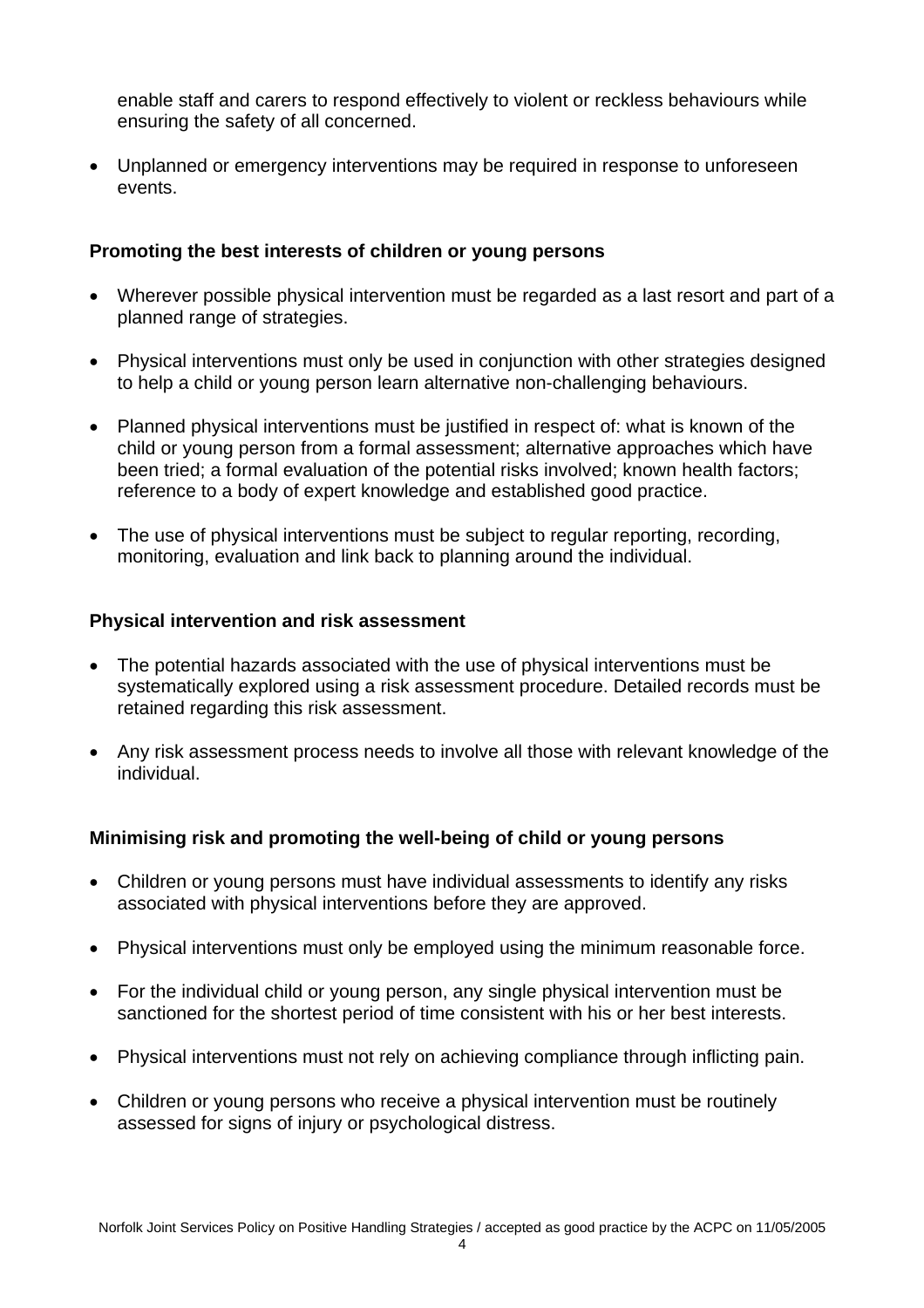enable staff and carers to respond effectively to violent or reckless behaviours while ensuring the safety of all concerned.

- Unplanned or emergency interventions may be required in response to unforeseen events.

**Promoting the best interests of children or young persons**

- Wherever possible physical intervention must be regarded as a last resort and part of a planned range of strategies.
- Physical interventions must only be used in conjunction with other strategies designed to help a child or young person learn alternative non-challenging behaviours.
- Planned physical interventions must be justified in respect of: what is known of the child or young person from a formal assessment; alternative approaches which have been tried; a formal evaluation of the potential risks involved; known health factors; reference to a body of expert knowledge and established good practice.
- The use of physical interventions must be subject to regular reporting, recording, monitoring, evaluation and link back to planning around the individual.

**Physical intervention and risk assessment**

- The potential hazards associated with the use of physical interventions must be systematically explored using a risk assessment procedure. Detailed records must be retained regarding this risk assessment.
- Any risk assessment process needs to involve all those with relevant knowledge of the individual.

**Minimising risk and promoting the well-being of child or young persons**

- Children or young persons must have individual assessments to identify any risks associated with physical interventions before they are approved.
- Physical interventions must only be employed using the minimum reasonable force.
- For the individual child or young person, any single physical intervention must be sanctioned for the shortest period of time consistent with his or her best interests.
- Physical interventions must not rely on achieving compliance through inflicting pain.
- Children or young persons who receive a physical intervention must be routinely assessed for signs of injury or psychological distress.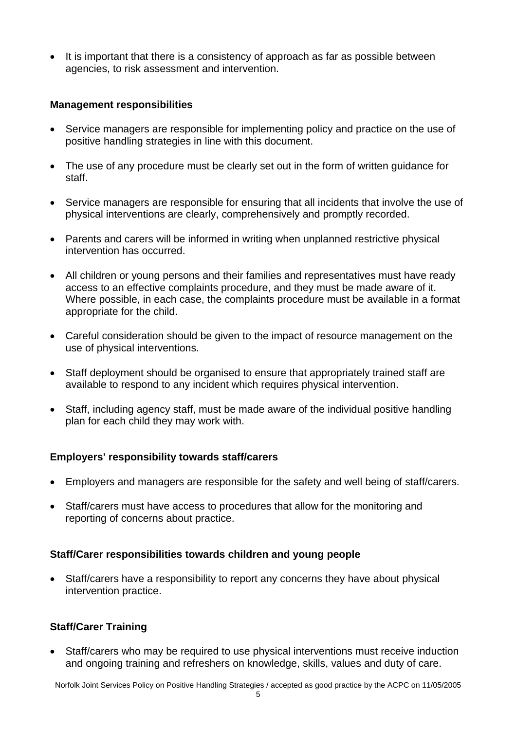- It is important that there is a consistency of approach as far as possible between agencies, to risk assessment and intervention.

### Management responsibilities

- Service managers are responsible for implementing policy and practice on the use of positive handling strategies in line with this document.
- The use of any procedure must be clearly set out in the form of written guidance for staff.
- Service managers are responsible for ensuring that all incidents that involve the use of physical interventions are clearly, comprehensively and promptly recorded.
- Parents and carers will be informed in writing when unplanned restrictive physical intervention has occurred.
- All children or young persons and their families and representatives must have ready access to an effective complaints procedure, and they must be made aware of it. Where possible, in each case, the complaints procedure must be available in a format appropriate for the child.
- Careful consideration should be given to the impact of resource management on the use of physical interventions.
- Staff deployment should be organised to ensure that appropriately trained staff are available to respond to any incident which requires physical intervention.
- Staff, including agency staff, must be made aware of the individual positive handling plan for each child they may work with.

### Employers' responsibility towards staff/carers

- Employers and managers are responsible for the safety and well being of staff/carers.
- Staff/carers must have access to procedures that allow for the monitoring and reporting of concerns about practice.

### Staff/Carer responsibilities towards children and young people

- Staff/carers have a responsibility to report any concerns they have about physical intervention practice.

### Staff/Carer Training

- Staff/carers who may be required to use physical interventions must receive induction and ongoing training and refreshers on knowledge, skills, values and duty of care.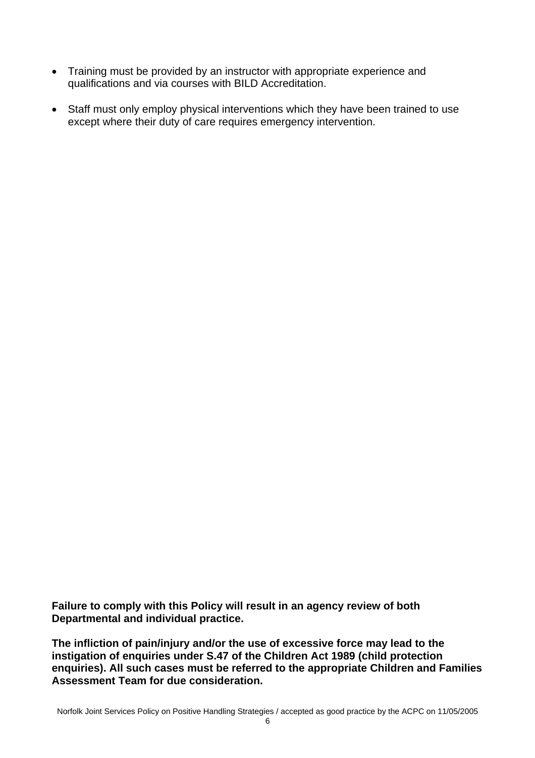- Training must be provided by an instructor with appropriate experience and qualifications and via courses with BILD Accreditation.
- Staff must only employ physical interventions which they have been trained to use except where their duty of care requires emergency intervention.

**Failure to comply with this Policy will result in an agency review of both Departmental and individual practice.**

**The infliction of pain/injury and/or the use of excessive force may lead to the instigation of enquiries under S.47 of the Children Act 1989 (child protection enquiries). All such cases must be referred to the appropriate Children and Families Assessment Team for due consideration.**